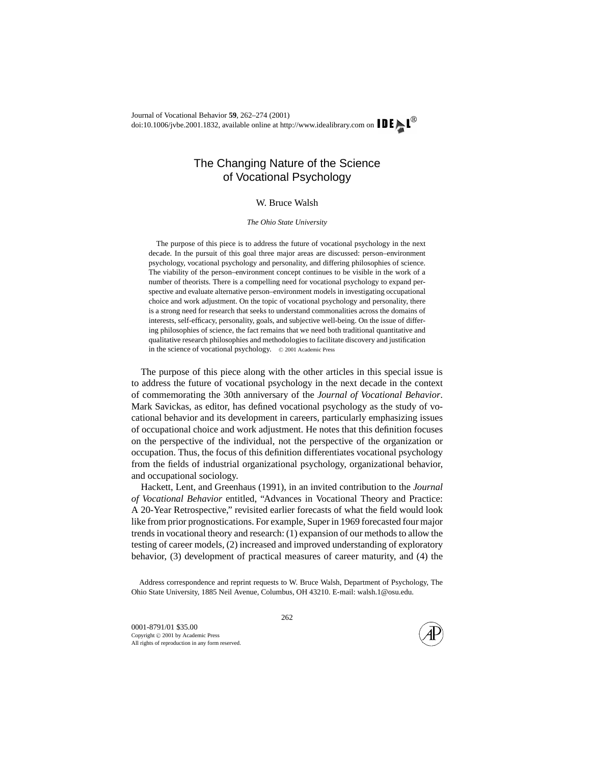# The Changing Nature of the Science of Vocational Psychology

W. Bruce Walsh

*The Ohio State University*

The purpose of this piece is to address the future of vocational psychology in the next decade. In the pursuit of this goal three major areas are discussed: person–environment psychology, vocational psychology and personality, and differing philosophies of science. The viability of the person–environment concept continues to be visible in the work of a number of theorists. There is a compelling need for vocational psychology to expand perspective and evaluate alternative person–environment models in investigating occupational choice and work adjustment. On the topic of vocational psychology and personality, there is a strong need for research that seeks to understand commonalities across the domains of interests, self-efficacy, personality, goals, and subjective well-being. On the issue of differing philosophies of science, the fact remains that we need both traditional quantitative and qualitative research philosophies and methodologies to facilitate discovery and justification in the science of vocational psychology. © 2001 Academic Press

The purpose of this piece along with the other articles in this special issue is to address the future of vocational psychology in the next decade in the context of commemorating the 30th anniversary of the *Journal of Vocational Behavior*. Mark Savickas, as editor, has defined vocational psychology as the study of vocational behavior and its development in careers, particularly emphasizing issues of occupational choice and work adjustment. He notes that this definition focuses on the perspective of the individual, not the perspective of the organization or occupation. Thus, the focus of this definition differentiates vocational psychology from the fields of industrial organizational psychology, organizational behavior, and occupational sociology.

Hackett, Lent, and Greenhaus (1991), in an invited contribution to the *Journal of Vocational Behavior* entitled, "Advances in Vocational Theory and Practice: A 20-Year Retrospective," revisited earlier forecasts of what the field would look like from prior prognostications. For example, Super in 1969 forecasted four major trends in vocational theory and research: (1) expansion of our methods to allow the testing of career models, (2) increased and improved understanding of exploratory behavior, (3) development of practical measures of career maturity, and (4) the

Address correspondence and reprint requests to W. Bruce Walsh, Department of Psychology, The Ohio State University, 1885 Neil Avenue, Columbus, OH 43210. E-mail: walsh.1@osu.edu.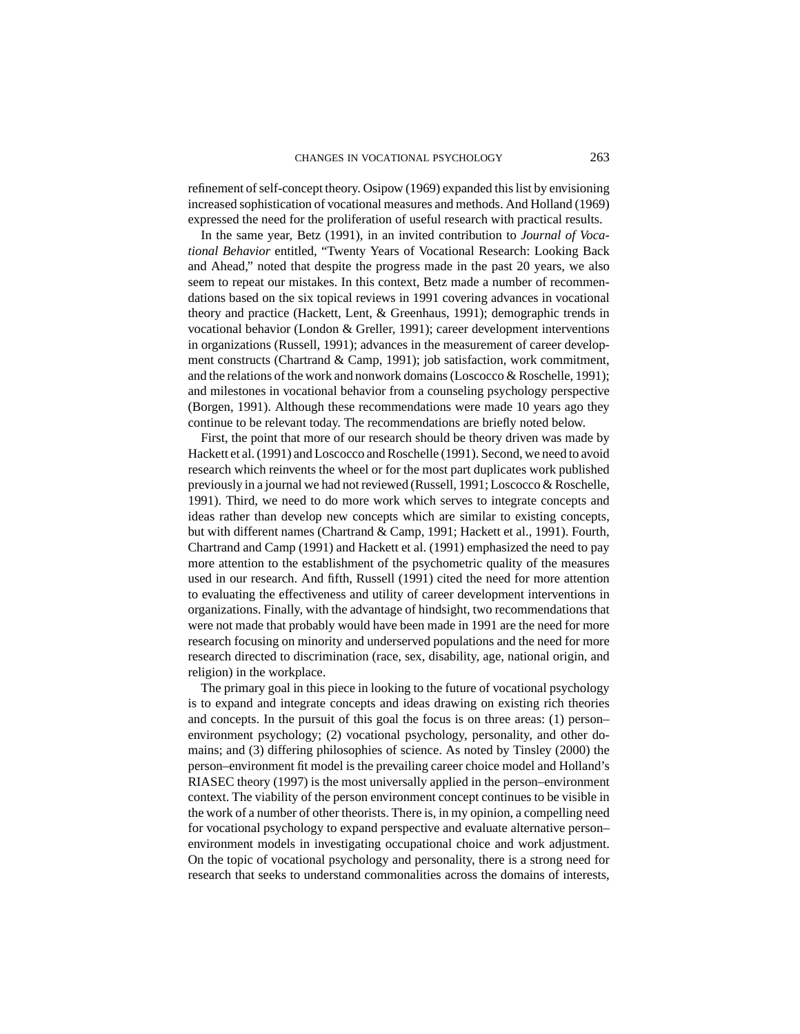refinement of self-concept theory. Osipow (1969) expanded this list by envisioning increased sophistication of vocational measures and methods. And Holland (1969) expressed the need for the proliferation of useful research with practical results.

In the same year, Betz (1991), in an invited contribution to *Journal of Vocational Behavior* entitled, "Twenty Years of Vocational Research: Looking Back and Ahead," noted that despite the progress made in the past 20 years, we also seem to repeat our mistakes. In this context, Betz made a number of recommendations based on the six topical reviews in 1991 covering advances in vocational theory and practice (Hackett, Lent, & Greenhaus, 1991); demographic trends in vocational behavior (London & Greller, 1991); career development interventions in organizations (Russell, 1991); advances in the measurement of career development constructs (Chartrand & Camp, 1991); job satisfaction, work commitment, and the relations of the work and nonwork domains (Loscocco & Roschelle, 1991); and milestones in vocational behavior from a counseling psychology perspective (Borgen, 1991). Although these recommendations were made 10 years ago they continue to be relevant today. The recommendations are briefly noted below.

First, the point that more of our research should be theory driven was made by Hackett et al. (1991) and Loscocco and Roschelle (1991). Second, we need to avoid research which reinvents the wheel or for the most part duplicates work published previously in a journal we had not reviewed (Russell, 1991; Loscocco & Roschelle, 1991). Third, we need to do more work which serves to integrate concepts and ideas rather than develop new concepts which are similar to existing concepts, but with different names (Chartrand & Camp, 1991; Hackett et al., 1991). Fourth, Chartrand and Camp (1991) and Hackett et al. (1991) emphasized the need to pay more attention to the establishment of the psychometric quality of the measures used in our research. And fifth, Russell (1991) cited the need for more attention to evaluating the effectiveness and utility of career development interventions in organizations. Finally, with the advantage of hindsight, two recommendations that were not made that probably would have been made in 1991 are the need for more research focusing on minority and underserved populations and the need for more research directed to discrimination (race, sex, disability, age, national origin, and religion) in the workplace.

The primary goal in this piece in looking to the future of vocational psychology is to expand and integrate concepts and ideas drawing on existing rich theories and concepts. In the pursuit of this goal the focus is on three areas: (1) person–environment psychology; (2) vocational psychology, personality, and other domains; and (3) differing philosophies of science. As noted by Tinsley (2000) the person–environment fit model is the prevailing career choice model and Holland's RIASEC theory (1997) is the most universally applied in the person–environment context. The viability of the person environment concept continues to be visible in the work of a number of other theorists. There is, in my opinion, a compelling need for vocational psychology to expand perspective and evaluate alternative person–environment models in investigating occupational choice and work adjustment. On the topic of vocational psychology and personality, there is a strong need for research that seeks to understand commonalities across the domains of interests,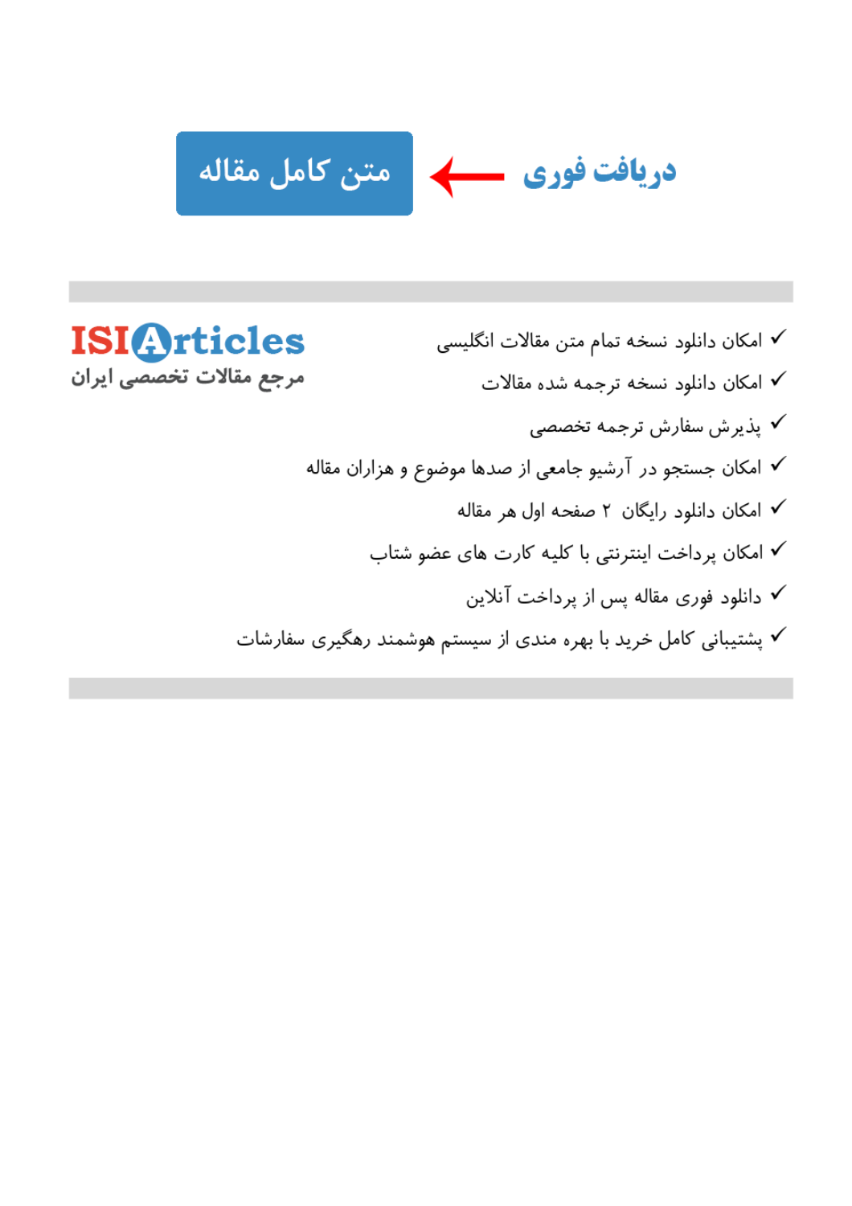دریافت فوری ← متن کامل مقاله

ISIArticles
مرجع مقالات تخصصی ایران

- ✓ امکان دانلود نسخه تمام متن مقالات انگلیسی
- ✓ امکان دانلود نسخه ترجمه شده مقالات
- ✓ پذیرش سفارش ترجمه تخصصی
- ✓ امکان جستجو در آرشیو جامعی از صدها موضوع و هزاران مقاله
- ✓ امکان دانلود رایگان ۲ صفحه اول هر مقاله
- ✓ امکان پرداخت اینترنتی با کلیه کارت های عضو شتاب
- ✓ دانلود فوری مقاله پس از پرداخت آنلاین
- ✓ پشتیبانی کامل خرید با بهره مندی از سیستم هوشمند رهگیری سفارشات